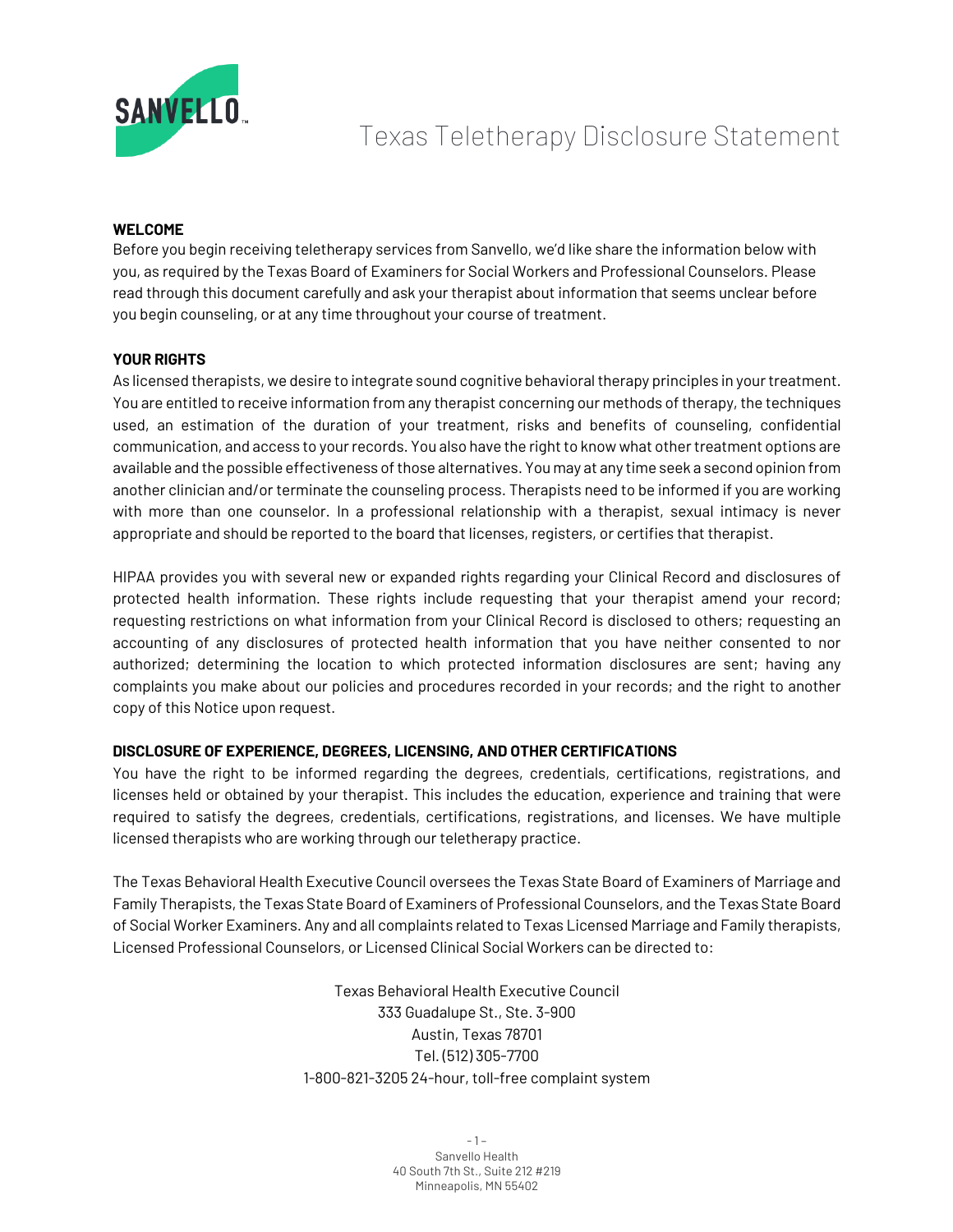# Texas Teletherapy Disclosure Statement

## WELCOME

Before you begin receiving teletherapy services from Sanvello, we'd like share the information below with you, as required by the Texas Board of Examiners for Social Workers and Professional Counselors. Please read through this document carefully and ask your therapist about information that seems unclear before you begin counseling, or at any time throughout your course of treatment.

## YOUR RIGHTS

As licensed therapists, we desire to integrate sound cognitive behavioral therapy principles in your treatment. You are entitled to receive information from any therapist concerning our methods of therapy, the techniques used, an estimation of the duration of your treatment, risks and benefits of counseling, confidential communication, and access to your records. You also have the right to know what other treatment options are available and the possible effectiveness of those alternatives. You may at any time seek a second opinion from another clinician and/or terminate the counseling process. Therapists need to be informed if you are working with more than one counselor. In a professional relationship with a therapist, sexual intimacy is never appropriate and should be reported to the board that licenses, registers, or certifies that therapist.

HIPAA provides you with several new or expanded rights regarding your Clinical Record and disclosures of protected health information. These rights include requesting that your therapist amend your record; requesting restrictions on what information from your Clinical Record is disclosed to others; requesting an accounting of any disclosures of protected health information that you have neither consented to nor authorized; determining the location to which protected information disclosures are sent; having any complaints you make about our policies and procedures recorded in your records; and the right to another copy of this Notice upon request.

## DISCLOSURE OF EXPERIENCE, DEGREES, LICENSING, AND OTHER CERTIFICATIONS

You have the right to be informed regarding the degrees, credentials, certifications, registrations, and licenses held or obtained by your therapist. This includes the education, experience and training that were required to satisfy the degrees, credentials, certifications, registrations, and licenses. We have multiple licensed therapists who are working through our teletherapy practice.

The Texas Behavioral Health Executive Council oversees the Texas State Board of Examiners of Marriage and Family Therapists, the Texas State Board of Examiners of Professional Counselors, and the Texas State Board of Social Worker Examiners. Any and all complaints related to Texas Licensed Marriage and Family therapists, Licensed Professional Counselors, or Licensed Clinical Social Workers can be directed to:

Texas Behavioral Health Executive Council
333 Guadalupe St., Ste. 3-900
Austin, Texas 78701
Tel. (512) 305-7700
1-800-821-3205 24-hour, toll-free complaint system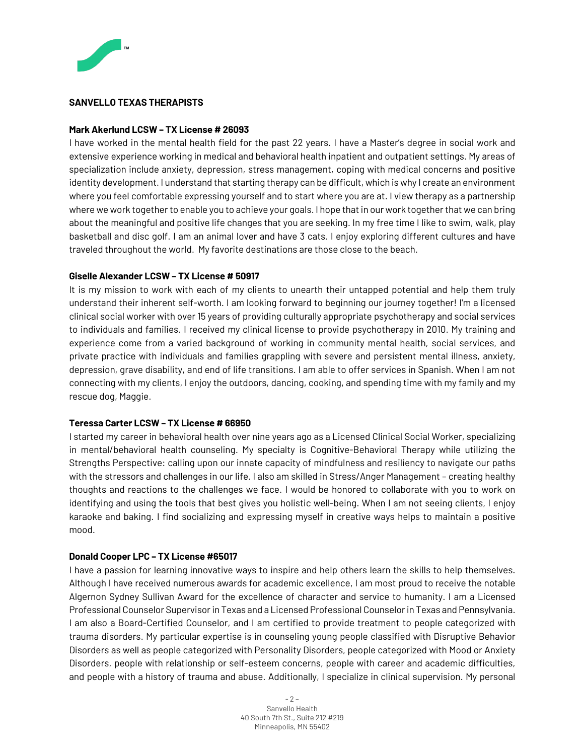**SANVELLO TEXAS THERAPISTS**

**Mark Akerlund LCSW – TX License # 26093**

I have worked in the mental health field for the past 22 years. I have a Master's degree in social work and extensive experience working in medical and behavioral health inpatient and outpatient settings. My areas of specialization include anxiety, depression, stress management, coping with medical concerns and positive identity development. I understand that starting therapy can be difficult, which is why I create an environment where you feel comfortable expressing yourself and to start where you are at. I view therapy as a partnership where we work together to enable you to achieve your goals. I hope that in our work together that we can bring about the meaningful and positive life changes that you are seeking. In my free time I like to swim, walk, play basketball and disc golf. I am an animal lover and have 3 cats. I enjoy exploring different cultures and have traveled throughout the world. My favorite destinations are those close to the beach.

**Giselle Alexander LCSW – TX License # 50917**

It is my mission to work with each of my clients to unearth their untapped potential and help them truly understand their inherent self-worth. I am looking forward to beginning our journey together! I'm a licensed clinical social worker with over 15 years of providing culturally appropriate psychotherapy and social services to individuals and families. I received my clinical license to provide psychotherapy in 2010. My training and experience come from a varied background of working in community mental health, social services, and private practice with individuals and families grappling with severe and persistent mental illness, anxiety, depression, grave disability, and end of life transitions. I am able to offer services in Spanish. When I am not connecting with my clients, I enjoy the outdoors, dancing, cooking, and spending time with my family and my rescue dog, Maggie.

**Teressa Carter LCSW – TX License # 66950**

I started my career in behavioral health over nine years ago as a Licensed Clinical Social Worker, specializing in mental/behavioral health counseling. My specialty is Cognitive-Behavioral Therapy while utilizing the Strengths Perspective: calling upon our innate capacity of mindfulness and resiliency to navigate our paths with the stressors and challenges in our life. I also am skilled in Stress/Anger Management – creating healthy thoughts and reactions to the challenges we face. I would be honored to collaborate with you to work on identifying and using the tools that best gives you holistic well-being. When I am not seeing clients, I enjoy karaoke and baking. I find socializing and expressing myself in creative ways helps to maintain a positive mood.

**Donald Cooper LPC – TX License #65017**

I have a passion for learning innovative ways to inspire and help others learn the skills to help themselves. Although I have received numerous awards for academic excellence, I am most proud to receive the notable Algernon Sydney Sullivan Award for the excellence of character and service to humanity. I am a Licensed Professional Counselor Supervisor in Texas and a Licensed Professional Counselor in Texas and Pennsylvania. I am also a Board-Certified Counselor, and I am certified to provide treatment to people categorized with trauma disorders. My particular expertise is in counseling young people classified with Disruptive Behavior Disorders as well as people categorized with Personality Disorders, people categorized with Mood or Anxiety Disorders, people with relationship or self-esteem concerns, people with career and academic difficulties, and people with a history of trauma and abuse. Additionally, I specialize in clinical supervision. My personal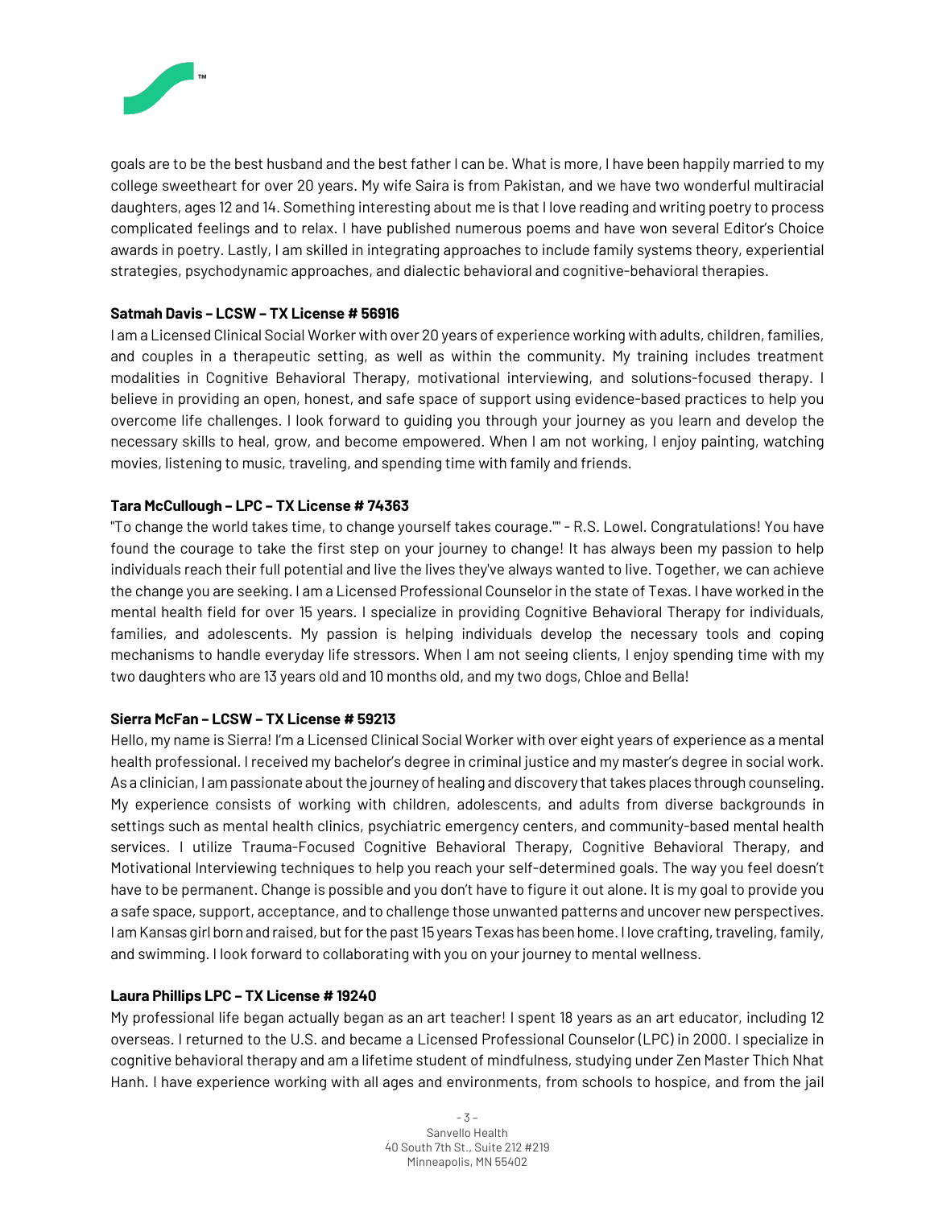goals are to be the best husband and the best father I can be. What is more, I have been happily married to my college sweetheart for over 20 years. My wife Saira is from Pakistan, and we have two wonderful multiracial daughters, ages 12 and 14. Something interesting about me is that I love reading and writing poetry to process complicated feelings and to relax. I have published numerous poems and have won several Editor's Choice awards in poetry. Lastly, I am skilled in integrating approaches to include family systems theory, experiential strategies, psychodynamic approaches, and dialectic behavioral and cognitive-behavioral therapies.

**Satmah Davis – LCSW – TX License # 56916**

I am a Licensed Clinical Social Worker with over 20 years of experience working with adults, children, families, and couples in a therapeutic setting, as well as within the community. My training includes treatment modalities in Cognitive Behavioral Therapy, motivational interviewing, and solutions-focused therapy. I believe in providing an open, honest, and safe space of support using evidence-based practices to help you overcome life challenges. I look forward to guiding you through your journey as you learn and develop the necessary skills to heal, grow, and become empowered. When I am not working, I enjoy painting, watching movies, listening to music, traveling, and spending time with family and friends.

**Tara McCullough – LPC – TX License # 74363**

"To change the world takes time, to change yourself takes courage."" - R.S. Lowel. Congratulations! You have found the courage to take the first step on your journey to change! It has always been my passion to help individuals reach their full potential and live the lives they've always wanted to live. Together, we can achieve the change you are seeking. I am a Licensed Professional Counselor in the state of Texas. I have worked in the mental health field for over 15 years. I specialize in providing Cognitive Behavioral Therapy for individuals, families, and adolescents. My passion is helping individuals develop the necessary tools and coping mechanisms to handle everyday life stressors. When I am not seeing clients, I enjoy spending time with my two daughters who are 13 years old and 10 months old, and my two dogs, Chloe and Bella!

**Sierra McFan – LCSW – TX License # 59213**

Hello, my name is Sierra! I'm a Licensed Clinical Social Worker with over eight years of experience as a mental health professional. I received my bachelor's degree in criminal justice and my master's degree in social work. As a clinician, I am passionate about the journey of healing and discovery that takes places through counseling. My experience consists of working with children, adolescents, and adults from diverse backgrounds in settings such as mental health clinics, psychiatric emergency centers, and community-based mental health services. I utilize Trauma-Focused Cognitive Behavioral Therapy, Cognitive Behavioral Therapy, and Motivational Interviewing techniques to help you reach your self-determined goals. The way you feel doesn't have to be permanent. Change is possible and you don't have to figure it out alone. It is my goal to provide you a safe space, support, acceptance, and to challenge those unwanted patterns and uncover new perspectives. I am Kansas girl born and raised, but for the past 15 years Texas has been home. I love crafting, traveling, family, and swimming. I look forward to collaborating with you on your journey to mental wellness.

**Laura Phillips LPC – TX License # 19240**

My professional life began actually began as an art teacher! I spent 18 years as an art educator, including 12 overseas. I returned to the U.S. and became a Licensed Professional Counselor (LPC) in 2000. I specialize in cognitive behavioral therapy and am a lifetime student of mindfulness, studying under Zen Master Thich Nhat Hanh. I have experience working with all ages and environments, from schools to hospice, and from the jail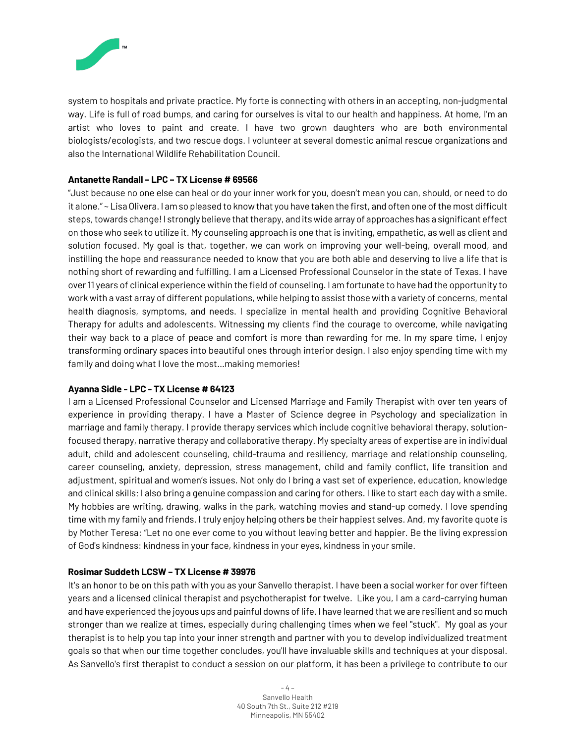system to hospitals and private practice. My forte is connecting with others in an accepting, non-judgmental way. Life is full of road bumps, and caring for ourselves is vital to our health and happiness. At home, I'm an artist who loves to paint and create. I have two grown daughters who are both environmental biologists/ecologists, and two rescue dogs. I volunteer at several domestic animal rescue organizations and also the International Wildlife Rehabilitation Council.

**Antanette Randall – LPC – TX License # 69566**

"Just because no one else can heal or do your inner work for you, doesn't mean you can, should, or need to do it alone." ~ Lisa Olivera. I am so pleased to know that you have taken the first, and often one of the most difficult steps, towards change! I strongly believe that therapy, and its wide array of approaches has a significant effect on those who seek to utilize it. My counseling approach is one that is inviting, empathetic, as well as client and solution focused. My goal is that, together, we can work on improving your well-being, overall mood, and instilling the hope and reassurance needed to know that you are both able and deserving to live a life that is nothing short of rewarding and fulfilling. I am a Licensed Professional Counselor in the state of Texas. I have over 11 years of clinical experience within the field of counseling. I am fortunate to have had the opportunity to work with a vast array of different populations, while helping to assist those with a variety of concerns, mental health diagnosis, symptoms, and needs. I specialize in mental health and providing Cognitive Behavioral Therapy for adults and adolescents. Witnessing my clients find the courage to overcome, while navigating their way back to a place of peace and comfort is more than rewarding for me. In my spare time, I enjoy transforming ordinary spaces into beautiful ones through interior design. I also enjoy spending time with my family and doing what I love the most...making memories!

**Ayanna Sidle - LPC - TX License # 64123**

I am a Licensed Professional Counselor and Licensed Marriage and Family Therapist with over ten years of experience in providing therapy. I have a Master of Science degree in Psychology and specialization in marriage and family therapy. I provide therapy services which include cognitive behavioral therapy, solution-focused therapy, narrative therapy and collaborative therapy. My specialty areas of expertise are in individual adult, child and adolescent counseling, child-trauma and resiliency, marriage and relationship counseling, career counseling, anxiety, depression, stress management, child and family conflict, life transition and adjustment, spiritual and women's issues. Not only do I bring a vast set of experience, education, knowledge and clinical skills; I also bring a genuine compassion and caring for others. I like to start each day with a smile. My hobbies are writing, drawing, walks in the park, watching movies and stand-up comedy. I love spending time with my family and friends. I truly enjoy helping others be their happiest selves. And, my favorite quote is by Mother Teresa: "Let no one ever come to you without leaving better and happier. Be the living expression of God's kindness: kindness in your face, kindness in your eyes, kindness in your smile.

**Rosimar Suddeth LCSW – TX License # 39976**

It's an honor to be on this path with you as your Sanvello therapist. I have been a social worker for over fifteen years and a licensed clinical therapist and psychotherapist for twelve. Like you, I am a card-carrying human and have experienced the joyous ups and painful downs of life. I have learned that we are resilient and so much stronger than we realize at times, especially during challenging times when we feel "stuck". My goal as your therapist is to help you tap into your inner strength and partner with you to develop individualized treatment goals so that when our time together concludes, you'll have invaluable skills and techniques at your disposal. As Sanvello's first therapist to conduct a session on our platform, it has been a privilege to contribute to our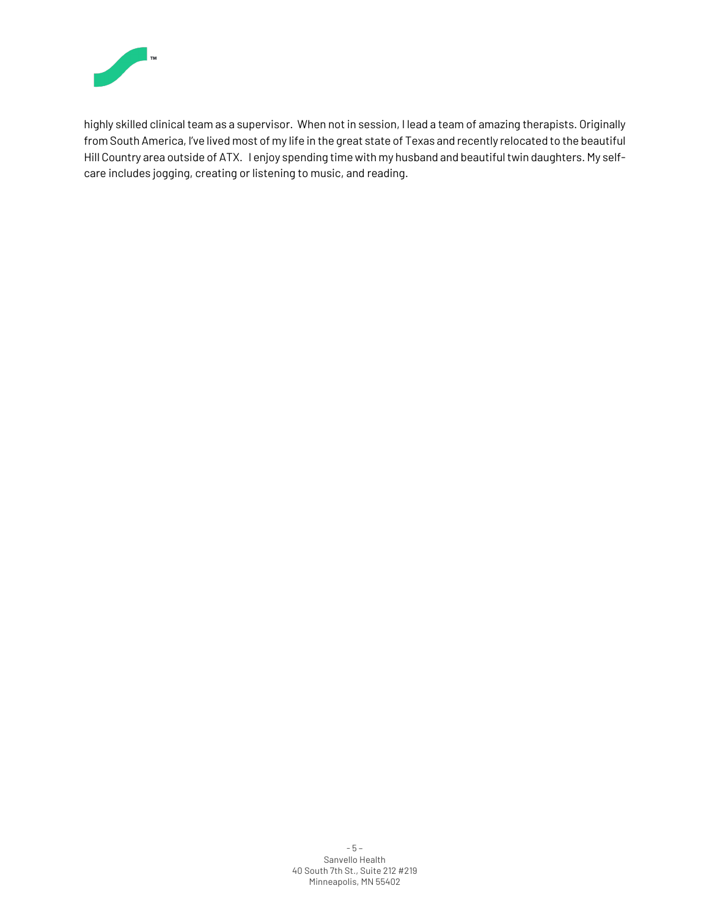highly skilled clinical team as a supervisor. When not in session, I lead a team of amazing therapists. Originally from South America, I've lived most of my life in the great state of Texas and recently relocated to the beautiful Hill Country area outside of ATX. I enjoy spending time with my husband and beautiful twin daughters. My self-care includes jogging, creating or listening to music, and reading.